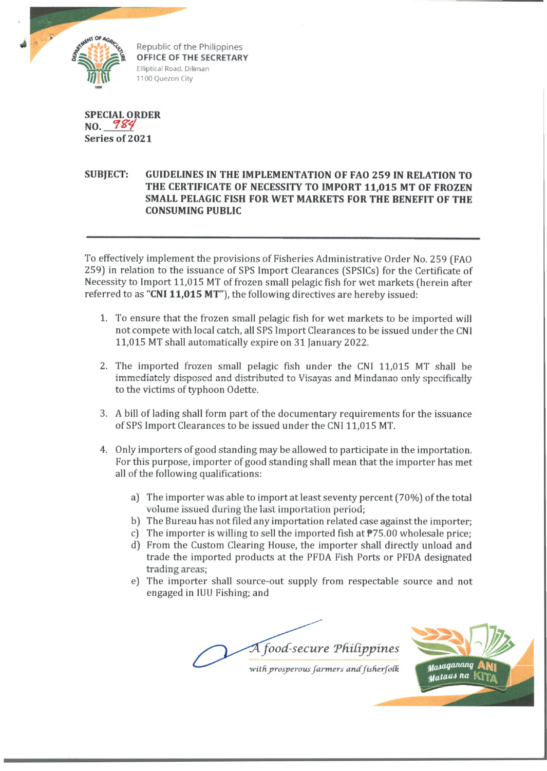Republic of the Philippines
OFFICE OF THE SECRETARY
Elliptical Road, Diliman
1100 Quezon City

**SPECIAL ORDER**
**NO. 984**
**Series of 2021**

**SUBJECT: GUIDELINES IN THE IMPLEMENTATION OF FAO 259 IN RELATION TO THE CERTIFICATE OF NECESSITY TO IMPORT 11,015 MT OF FROZEN SMALL PELAGIC FISH FOR WET MARKETS FOR THE BENEFIT OF THE CONSUMING PUBLIC**

---

To effectively implement the provisions of Fisheries Administrative Order No. 259 (FAO 259) in relation to the issuance of SPS Import Clearances (SPSICs) for the Certificate of Necessity to Import 11,015 MT of frozen small pelagic fish for wet markets (herein after referred to as **"CNI 11,015 MT"**), the following directives are hereby issued:

1. To ensure that the frozen small pelagic fish for wet markets to be imported will not compete with local catch, all SPS Import Clearances to be issued under the CNI 11,015 MT shall automatically expire on 31 January 2022.

2. The imported frozen small pelagic fish under the CNI 11,015 MT shall be immediately disposed and distributed to Visayas and Mindanao only specifically to the victims of typhoon Odette.

3. A bill of lading shall form part of the documentary requirements for the issuance of SPS Import Clearances to be issued under the CNI 11,015 MT.

4. Only importers of good standing may be allowed to participate in the importation. For this purpose, importer of good standing shall mean that the importer has met all of the following qualifications:

    a) The importer was able to import at least seventy percent (70%) of the total volume issued during the last importation period;
    b) The Bureau has not filed any importation related case against the importer;
    c) The importer is willing to sell the imported fish at ₱75.00 wholesale price;
    d) From the Custom Clearing House, the importer shall directly unload and trade the imported products at the PFDA Fish Ports or PFDA designated trading areas;
    e) The importer shall source-out supply from respectable source and not engaged in IUU Fishing; and

*A food-secure Philippines*
*with prosperous farmers and fisherfolk*

Masaganang ANI Mataas na KITA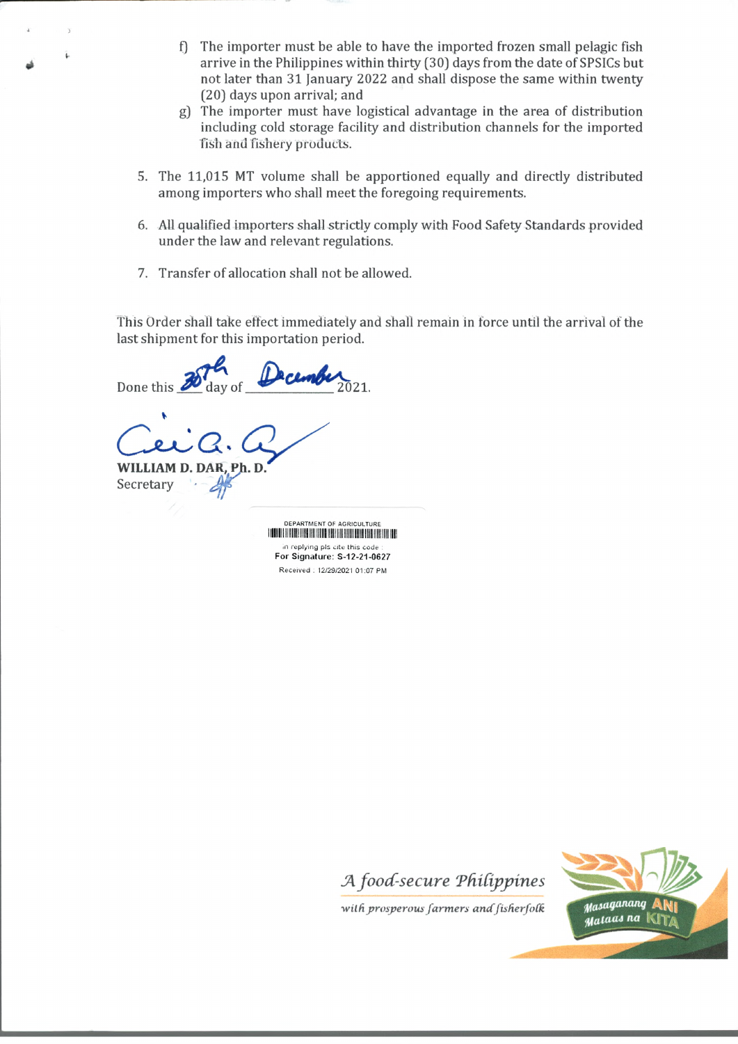f) The importer must be able to have the imported frozen small pelagic fish arrive in the Philippines within thirty (30) days from the date of SPSICs but not later than 31 January 2022 and shall dispose the same within twenty (20) days upon arrival; and

g) The importer must have logistical advantage in the area of distribution including cold storage facility and distribution channels for the imported fish and fishery products.

5. The 11,015 MT volume shall be apportioned equally and directly distributed among importers who shall meet the foregoing requirements.

6. All qualified importers shall strictly comply with Food Safety Standards provided under the law and relevant regulations.

7. Transfer of allocation shall not be allowed.

This Order shall take effect immediately and shall remain in force until the arrival of the last shipment for this importation period.

Done this 28th day of December 2021.

**WILLIAM D. DAR, Ph. D.**
Secretary

DEPARTMENT OF AGRICULTURE
in replying pls cite this code :
**For Signature: S-12-21-0627**
Received : 12/29/2021 01:07 PM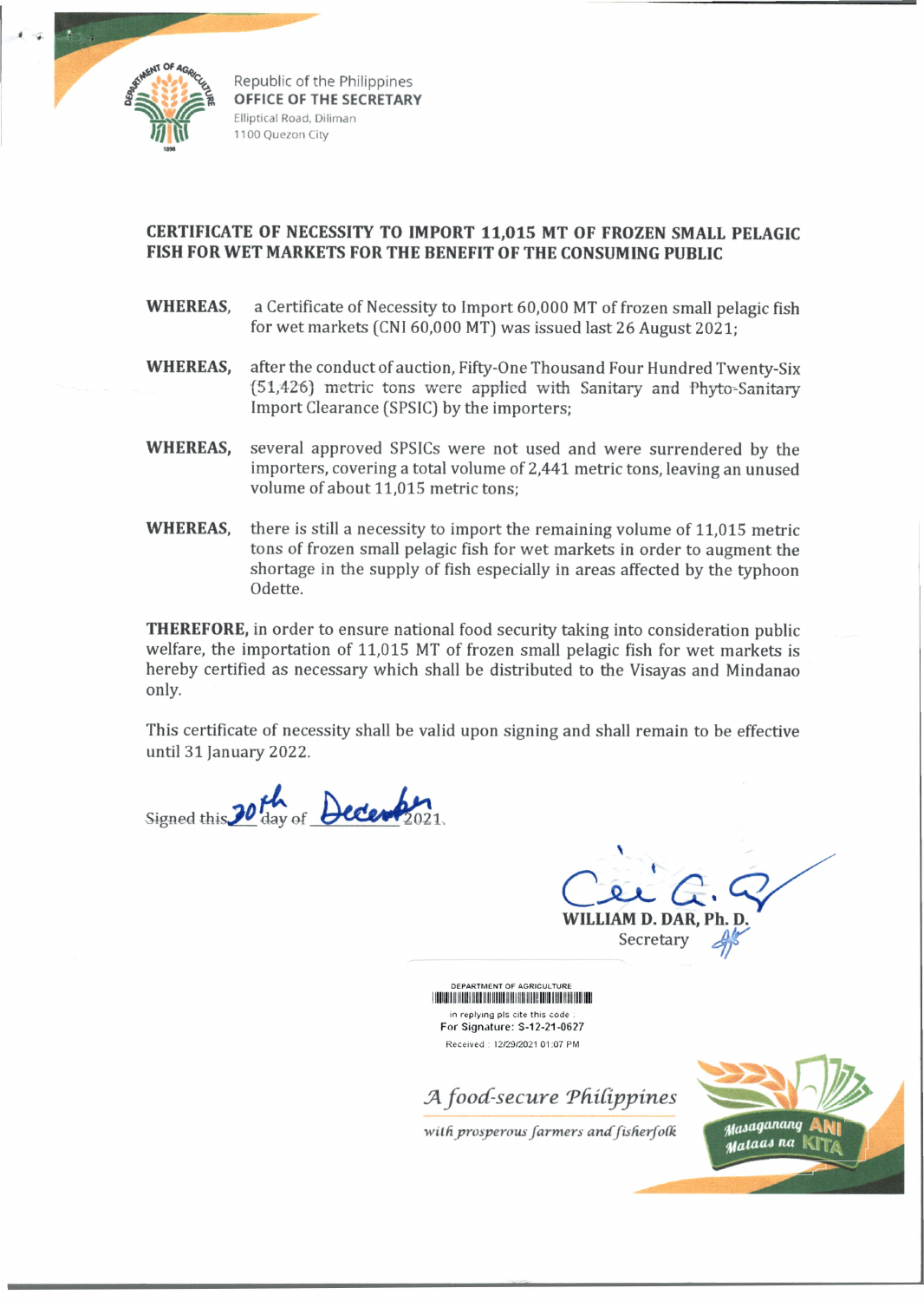Republic of the Philippines
OFFICE OF THE SECRETARY
Elliptical Road, Diliman
1100 Quezon City

## CERTIFICATE OF NECESSITY TO IMPORT 11,015 MT OF FROZEN SMALL PELAGIC FISH FOR WET MARKETS FOR THE BENEFIT OF THE CONSUMING PUBLIC

**WHEREAS,** a Certificate of Necessity to Import 60,000 MT of frozen small pelagic fish for wet markets (CNI 60,000 MT) was issued last 26 August 2021;

**WHEREAS,** after the conduct of auction, Fifty-One Thousand Four Hundred Twenty-Six (51,426) metric tons were applied with Sanitary and Phyto-Sanitary Import Clearance (SPSIC) by the importers;

**WHEREAS,** several approved SPSICs were not used and were surrendered by the importers, covering a total volume of 2,441 metric tons, leaving an unused volume of about 11,015 metric tons;

**WHEREAS,** there is still a necessity to import the remaining volume of 11,015 metric tons of frozen small pelagic fish for wet markets in order to augment the shortage in the supply of fish especially in areas affected by the typhoon Odette.

**THEREFORE,** in order to ensure national food security taking into consideration public welfare, the importation of 11,015 MT of frozen small pelagic fish for wet markets is hereby certified as necessary which shall be distributed to the Visayas and Mindanao only.

This certificate of necessity shall be valid upon signing and shall remain to be effective until 31 January 2022.

Signed this 30th day of December 2021.

**WILLIAM D. DAR, Ph. D.**
Secretary

DEPARTMENT OF AGRICULTURE
in replying pls cite this code :
For Signature: S-12-21-0627
Received : 12/29/2021 01:07 PM

*A food-secure Philippines*
*with prosperous farmers and fisherfolk*

Masaganang ANI Mataas na KITA